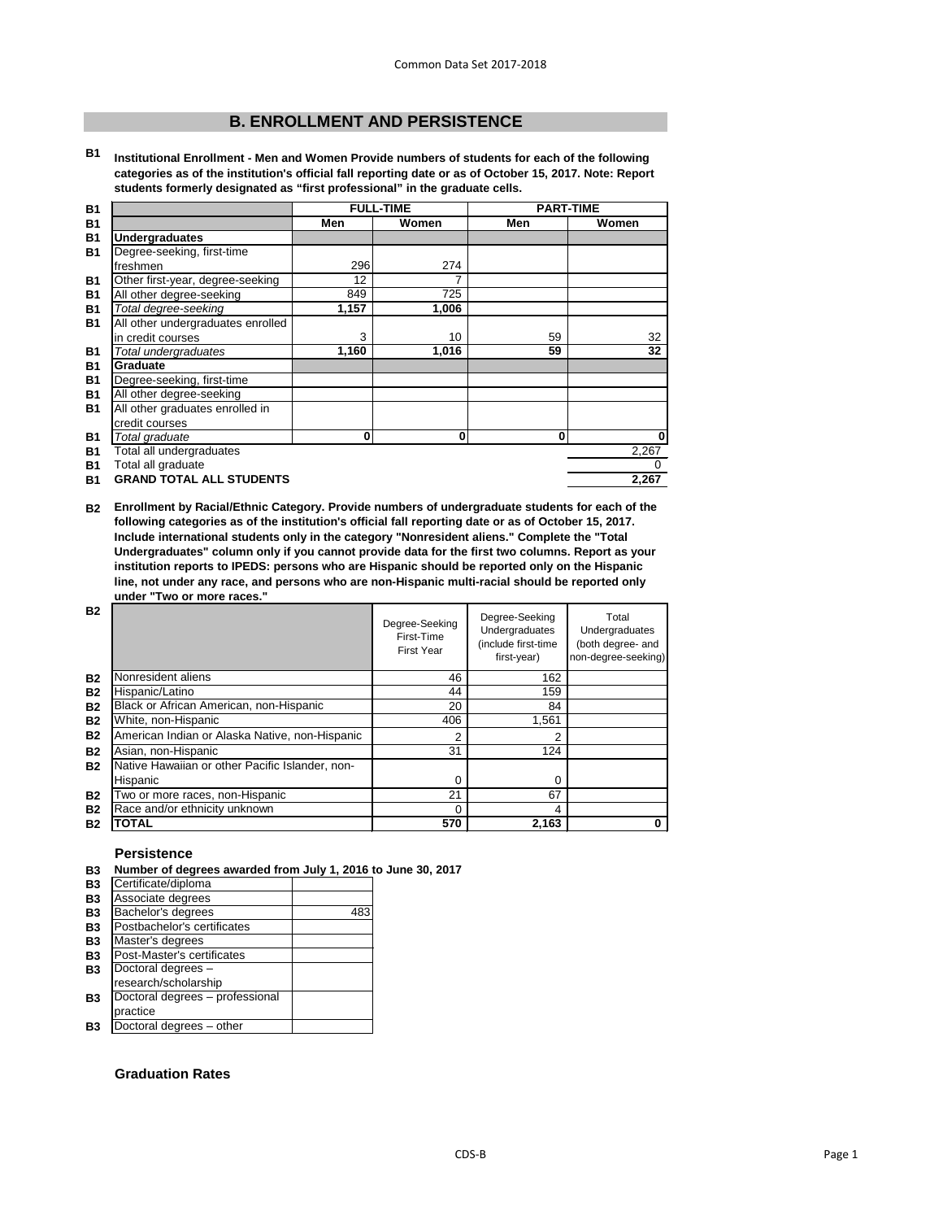## B. ENROLLMENT AND PERSISTENCE

**B1 Institutional Enrollment - Men and Women Provide numbers of students for each of the following categories as of the institution's official fall reporting date or as of October 15, 2017. Note: Report students formerly designated as "first professional" in the graduate cells.**

| | | FULL-TIME | | PART-TIME | |
|---|---|---|---|---|---|
| | | Men | Women | Men | Women |
| B1 | **Undergraduates** | | | | |
| B1 | Degree-seeking, first-time freshmen | 296 | 274 | | |
| B1 | Other first-year, degree-seeking | 12 | 7 | | |
| B1 | All other degree-seeking | 849 | 725 | | |
| B1 | *Total degree-seeking* | **1,157** | **1,006** | | |
| B1 | All other undergraduates enrolled in credit courses | 3 | 10 | 59 | 32 |
| B1 | *Total undergraduates* | **1,160** | **1,016** | **59** | **32** |
| B1 | **Graduate** | | | | |
| B1 | Degree-seeking, first-time | | | | |
| B1 | All other degree-seeking | | | | |
| B1 | All other graduates enrolled in credit courses | | | | |
| B1 | *Total graduate* | **0** | **0** | **0** | **0** |
| B1 | Total all undergraduates | | | | 2,267 |
| B1 | Total all graduate | | | | 0 |
| B1 | **GRAND TOTAL ALL STUDENTS** | | | | **2,267** |

**B2 Enrollment by Racial/Ethnic Category. Provide numbers of undergraduate students for each of the following categories as of the institution's official fall reporting date or as of October 15, 2017. Include international students only in the category "Nonresident aliens." Complete the "Total Undergraduates" column only if you cannot provide data for the first two columns. Report as your institution reports to IPEDS: persons who are Hispanic should be reported only on the Hispanic line, not under any race, and persons who are non-Hispanic multi-racial should be reported only under "Two or more races."**

| | | Degree-Seeking First-Time First Year | Degree-Seeking Undergraduates (include first-time first-year) | Total Undergraduates (both degree- and non-degree-seeking) |
|---|---|---|---|---|
| B2 | Nonresident aliens | 46 | 162 | |
| B2 | Hispanic/Latino | 44 | 159 | |
| B2 | Black or African American, non-Hispanic | 20 | 84 | |
| B2 | White, non-Hispanic | 406 | 1,561 | |
| B2 | American Indian or Alaska Native, non-Hispanic | 2 | 2 | |
| B2 | Asian, non-Hispanic | 31 | 124 | |
| B2 | Native Hawaiian or other Pacific Islander, non-Hispanic | 0 | 0 | |
| B2 | Two or more races, non-Hispanic | 21 | 67 | |
| B2 | Race and/or ethnicity unknown | 0 | 4 | |
| B2 | **TOTAL** | **570** | **2,163** | **0** |

### Persistence

**B3 Number of degrees awarded from July 1, 2016 to June 30, 2017**

| | | |
|---|---|---|
| B3 | Certificate/diploma | |
| B3 | Associate degrees | |
| B3 | Bachelor's degrees | 483 |
| B3 | Postbachelor's certificates | |
| B3 | Master's degrees | |
| B3 | Post-Master's certificates | |
| B3 | Doctoral degrees – research/scholarship | |
| B3 | Doctoral degrees – professional practice | |
| B3 | Doctoral degrees – other | |

### Graduation Rates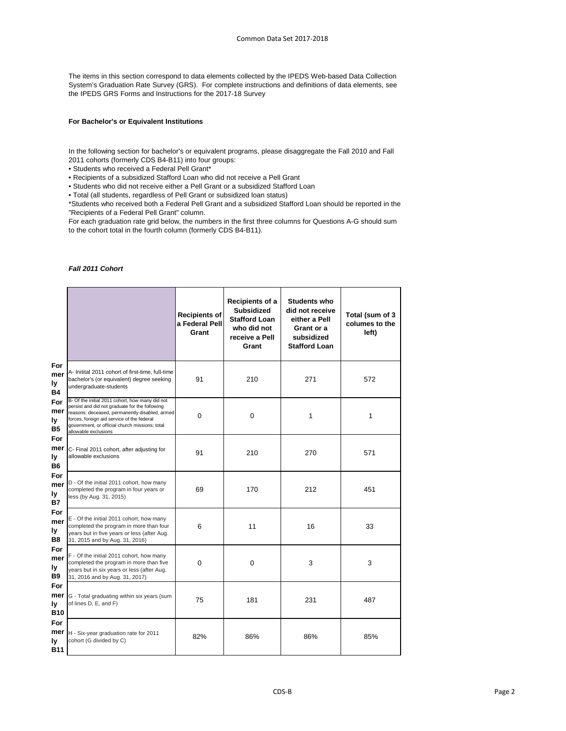The items in this section correspond to data elements collected by the IPEDS Web-based Data Collection System's Graduation Rate Survey (GRS). For complete instructions and definitions of data elements, see the IPEDS GRS Forms and Instructions for the 2017-18 Survey

**For Bachelor's or Equivalent Institutions**

In the following section for bachelor's or equivalent programs, please disaggregate the Fall 2010 and Fall 2011 cohorts (formerly CDS B4-B11) into four groups:

- Students who received a Federal Pell Grant*
- Recipients of a subsidized Stafford Loan who did not receive a Pell Grant
- Students who did not receive either a Pell Grant or a subsidized Stafford Loan
- Total (all students, regardless of Pell Grant or subsidized loan status)

*Students who received both a Federal Pell Grant and a subsidized Stafford Loan should be reported in the "Recipients of a Federal Pell Grant" column.

For each graduation rate grid below, the numbers in the first three columns for Questions A-G should sum to the cohort total in the fourth column (formerly CDS B4-B11).

***Fall 2011 Cohort***

| | | Recipients of a Federal Pell Grant | Recipients of a Subsidized Stafford Loan who did not receive a Pell Grant | Students who did not receive either a Pell Grant or a subsidized Stafford Loan | Total (sum of 3 columes to the left) |
|---|---|---|---|---|---|
| Formerly B4 | A- Initital 2011 cohort of first-time, full-time bachelor's (or equivalent) degree seeking undergraduate-students | 91 | 210 | 271 | 572 |
| Formerly B5 | B- Of the initial 2011 cohort, how many did not persist and did not graduate for the following reasons: deceased, permanently disabled, armed forces, foreign aid service of the federal government, or official church missions; total allowable exclusions | 0 | 0 | 1 | 1 |
| Formerly B6 | C- Final 2011 cohort, after adjusting for allowable exclusions | 91 | 210 | 270 | 571 |
| Formerly B7 | D - Of the initial 2011 cohort, how many completed the program in four years or less (by Aug. 31, 2015) | 69 | 170 | 212 | 451 |
| Formerly B8 | E - Of the initial 2011 cohort, how many completed the program in more than four years but in five years or less (after Aug. 31, 2015 and by Aug. 31, 2016) | 6 | 11 | 16 | 33 |
| Formerly B9 | F - Of the initial 2011 cohort, how many completed the program in more than five years but in six years or less (after Aug. 31, 2016 and by Aug. 31, 2017) | 0 | 0 | 3 | 3 |
| Formerly B10 | G - Total graduating within six years (sum of lines D, E, and F) | 75 | 181 | 231 | 487 |
| Formerly B11 | H - Six-year graduation rate for 2011 cohort (G divided by C) | 82% | 86% | 86% | 85% |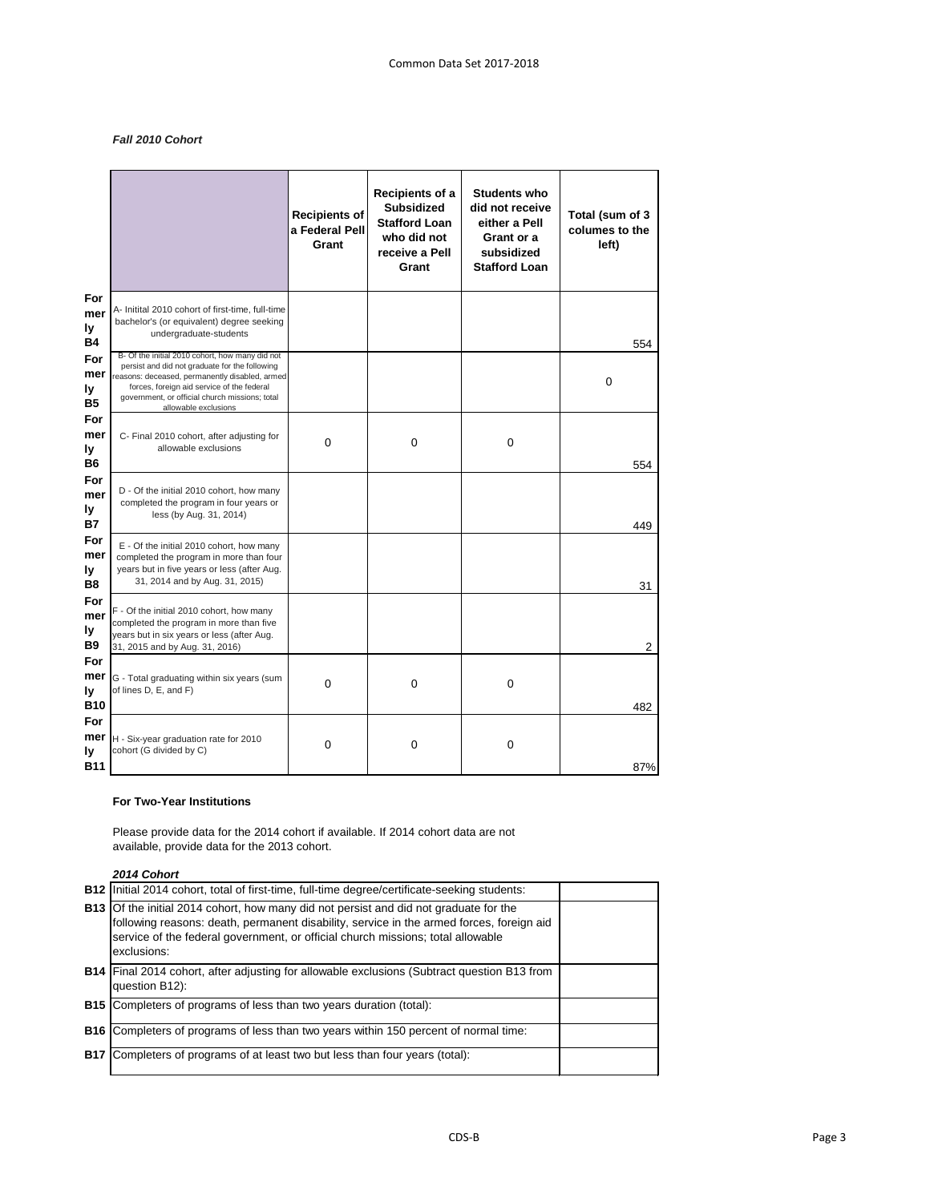*Fall 2010 Cohort*

| | | Recipients of a Federal Pell Grant | Recipients of a Subsidized Stafford Loan who did not receive a Pell Grant | Students who did not receive either a Pell Grant or a subsidized Stafford Loan | Total (sum of 3 columes to the left) |
|---|---|---|---|---|---|
| Formerly B4 | A- Initital 2010 cohort of first-time, full-time bachelor's (or equivalent) degree seeking undergraduate-students | | | | 554 |
| Formerly B5 | B- Of the initial 2010 cohort, how many did not persist and did not graduate for the following reasons: deceased, permanently disabled, armed forces, foreign aid service of the federal government, or official church missions; total allowable exclusions | | | | 0 |
| Formerly B6 | C- Final 2010 cohort, after adjusting for allowable exclusions | 0 | 0 | 0 | 554 |
| Formerly B7 | D - Of the initial 2010 cohort, how many completed the program in four years or less (by Aug. 31, 2014) | | | | 449 |
| Formerly B8 | E - Of the initial 2010 cohort, how many completed the program in more than four years but in five years or less (after Aug. 31, 2014 and by Aug. 31, 2015) | | | | 31 |
| Formerly B9 | F - Of the initial 2010 cohort, how many completed the program in more than five years but in six years or less (after Aug. 31, 2015 and by Aug. 31, 2016) | | | | 2 |
| Formerly B10 | G - Total graduating within six years (sum of lines D, E, and F) | 0 | 0 | 0 | 482 |
| Formerly B11 | H - Six-year graduation rate for 2010 cohort (G divided by C) | 0 | 0 | 0 | 87% |

**For Two-Year Institutions**

Please provide data for the 2014 cohort if available. If 2014 cohort data are not available, provide data for the 2013 cohort.

***2014 Cohort***

| | | |
|---|---|---|
| **B12** | Initial 2014 cohort, total of first-time, full-time degree/certificate-seeking students: | |
| **B13** | Of the initial 2014 cohort, how many did not persist and did not graduate for the following reasons: death, permanent disability, service in the armed forces, foreign aid service of the federal government, or official church missions; total allowable exclusions: | |
| **B14** | Final 2014 cohort, after adjusting for allowable exclusions (Subtract question B13 from question B12): | |
| **B15** | Completers of programs of less than two years duration (total): | |
| **B16** | Completers of programs of less than two years within 150 percent of normal time: | |
| **B17** | Completers of programs of at least two but less than four years (total): | |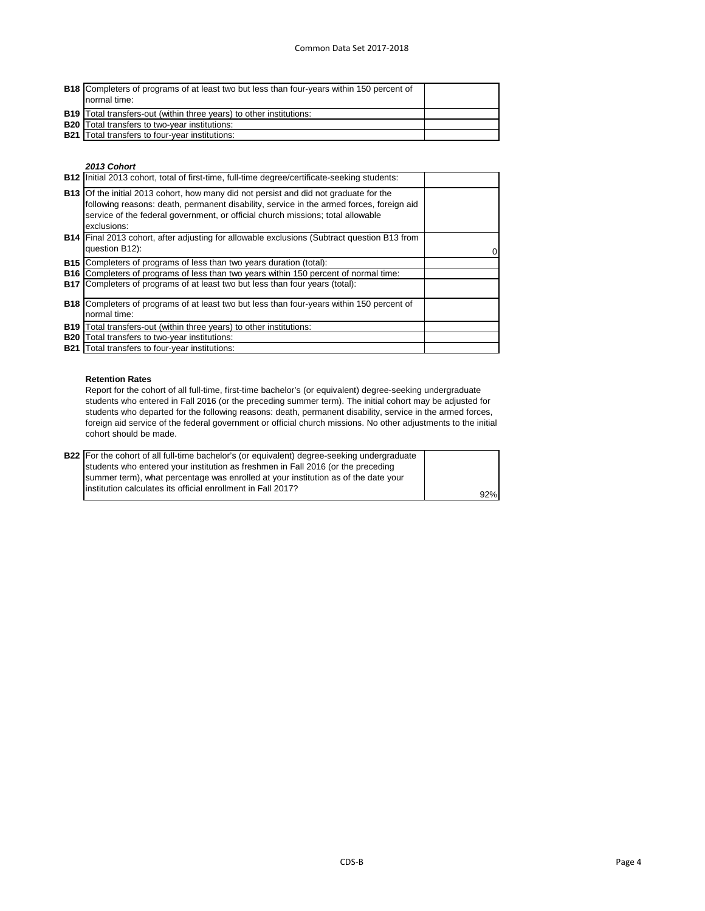| | | |
|---|---|---|
| B18 | Completers of programs of at least two but less than four-years within 150 percent of normal time: | |
| B19 | Total transfers-out (within three years) to other institutions: | |
| B20 | Total transfers to two-year institutions: | |
| B21 | Total transfers to four-year institutions: | |

***2013 Cohort***

| | | |
|---|---|---|
| B12 | Initial 2013 cohort, total of first-time, full-time degree/certificate-seeking students: | |
| B13 | Of the initial 2013 cohort, how many did not persist and did not graduate for the following reasons: death, permanent disability, service in the armed forces, foreign aid service of the federal government, or official church missions; total allowable exclusions: | |
| B14 | Final 2013 cohort, after adjusting for allowable exclusions (Subtract question B13 from question B12): | 0 |
| B15 | Completers of programs of less than two years duration (total): | |
| B16 | Completers of programs of less than two years within 150 percent of normal time: | |
| B17 | Completers of programs of at least two but less than four years (total): | |
| B18 | Completers of programs of at least two but less than four-years within 150 percent of normal time: | |
| B19 | Total transfers-out (within three years) to other institutions: | |
| B20 | Total transfers to two-year institutions: | |
| B21 | Total transfers to four-year institutions: | |

**Retention Rates**

Report for the cohort of all full-time, first-time bachelor's (or equivalent) degree-seeking undergraduate students who entered in Fall 2016 (or the preceding summer term). The initial cohort may be adjusted for students who departed for the following reasons: death, permanent disability, service in the armed forces, foreign aid service of the federal government or official church missions. No other adjustments to the initial cohort should be made.

| | | |
|---|---|---|
| B22 | For the cohort of all full-time bachelor's (or equivalent) degree-seeking undergraduate students who entered your institution as freshmen in Fall 2016 (or the preceding summer term), what percentage was enrolled at your institution as of the date your institution calculates its official enrollment in Fall 2017? | 92% |